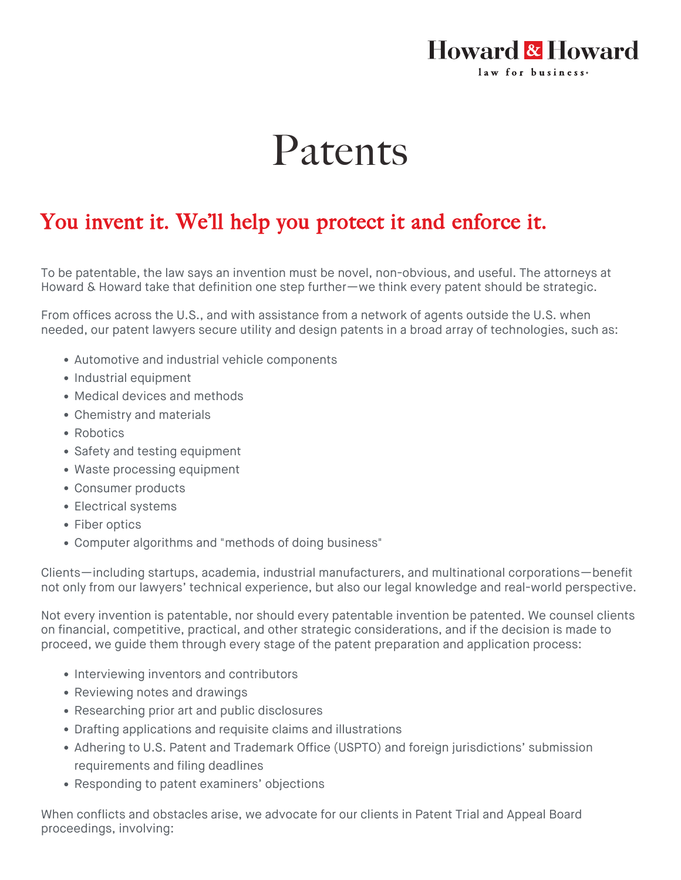Howard & Howard
law for business

# Patents

## You invent it. We'll help you protect it and enforce it.

To be patentable, the law says an invention must be novel, non-obvious, and useful. The attorneys at Howard & Howard take that definition one step further—we think every patent should be strategic.

From offices across the U.S., and with assistance from a network of agents outside the U.S. when needed, our patent lawyers secure utility and design patents in a broad array of technologies, such as:

- Automotive and industrial vehicle components
- Industrial equipment
- Medical devices and methods
- Chemistry and materials
- Robotics
- Safety and testing equipment
- Waste processing equipment
- Consumer products
- Electrical systems
- Fiber optics
- Computer algorithms and "methods of doing business"

Clients—including startups, academia, industrial manufacturers, and multinational corporations—benefit not only from our lawyers' technical experience, but also our legal knowledge and real-world perspective.

Not every invention is patentable, nor should every patentable invention be patented. We counsel clients on financial, competitive, practical, and other strategic considerations, and if the decision is made to proceed, we guide them through every stage of the patent preparation and application process:

- Interviewing inventors and contributors
- Reviewing notes and drawings
- Researching prior art and public disclosures
- Drafting applications and requisite claims and illustrations
- Adhering to U.S. Patent and Trademark Office (USPTO) and foreign jurisdictions' submission requirements and filing deadlines
- Responding to patent examiners' objections

When conflicts and obstacles arise, we advocate for our clients in Patent Trial and Appeal Board proceedings, involving: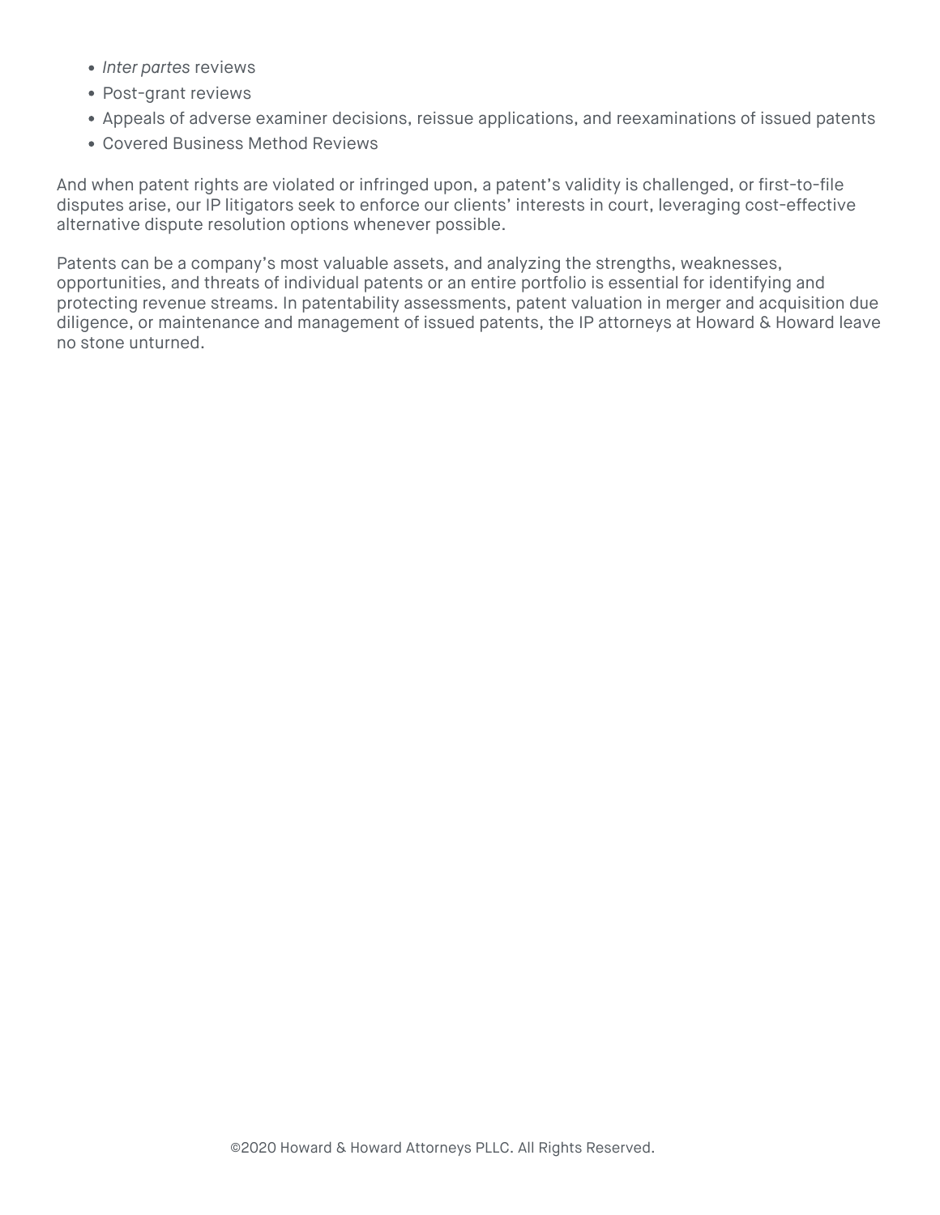- *Inter partes* reviews
- Post-grant reviews
- Appeals of adverse examiner decisions, reissue applications, and reexaminations of issued patents
- Covered Business Method Reviews

And when patent rights are violated or infringed upon, a patent's validity is challenged, or first-to-file disputes arise, our IP litigators seek to enforce our clients' interests in court, leveraging cost-effective alternative dispute resolution options whenever possible.

Patents can be a company's most valuable assets, and analyzing the strengths, weaknesses, opportunities, and threats of individual patents or an entire portfolio is essential for identifying and protecting revenue streams. In patentability assessments, patent valuation in merger and acquisition due diligence, or maintenance and management of issued patents, the IP attorneys at Howard & Howard leave no stone unturned.

©2020 Howard & Howard Attorneys PLLC. All Rights Reserved.